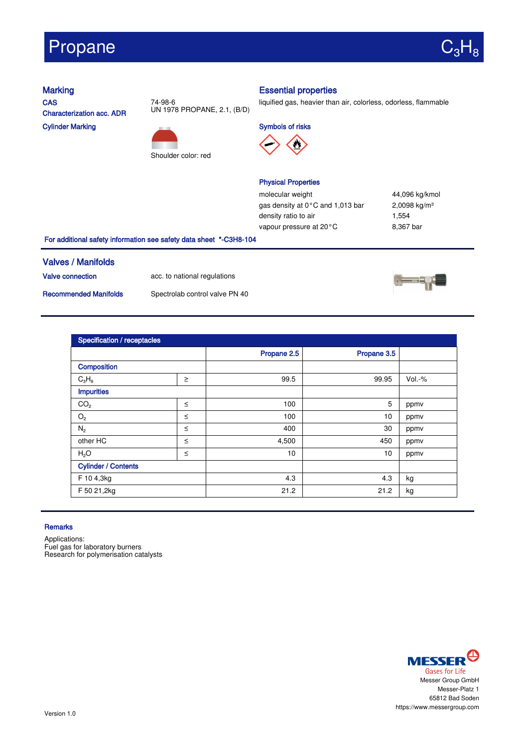# Propane $C_3H_8$

## Marking

**CAS** 74-98-6

**Characterization acc. ADR** UN 1978 PROPANE, 2.1, (B/D)

**Cylinder Marking**

Shoulder color: red

## Essential properties

liquified gas, heavier than air, colorless, odorless, flammable

**Symbols of risks**

**Physical Properties**

| | |
|---|---|
| molecular weight | 44,096 kg/kmol |
| gas density at 0°C and 1,013 bar | 2,0098 kg/m³ |
| density ratio to air | 1,554 |
| vapour pressure at 20°C | 8,367 bar |

**For additional safety information see safety data sheet \*-C3H8-104**

## Valves / Manifolds

**Valve connection** acc. to national regulations

**Recommended Manifolds** Spectrolab control valve PN 40

| Specification / receptacles | | | | |
|---|---|---|---|---|
| | | Propane 2.5 | Propane 3.5 | |
| **Composition** | | | | |
| $C_3H_8$ | ≥ | 99.5 | 99.95 | Vol.-% |
| **Impurities** | | | | |
| $CO_2$ | ≤ | 100 | 5 | ppmv |
| $O_2$ | ≤ | 100 | 10 | ppmv |
| $N_2$ | ≤ | 400 | 30 | ppmv |
| other HC | ≤ | 4,500 | 450 | ppmv |
| $H_2O$ | ≤ | 10 | 10 | ppmv |
| **Cylinder / Contents** | | | | |
| F 10 4,3kg | | 4.3 | 4.3 | kg |
| F 50 21,2kg | | 21.2 | 21.2 | kg |

**Remarks**

Applications:
Fuel gas for laboratory burners
Research for polymerisation catalysts

MESSER Gases for Life
Messer Group GmbH
Messer-Platz 1
65812 Bad Soden
https://www.messergroup.com

Version 1.0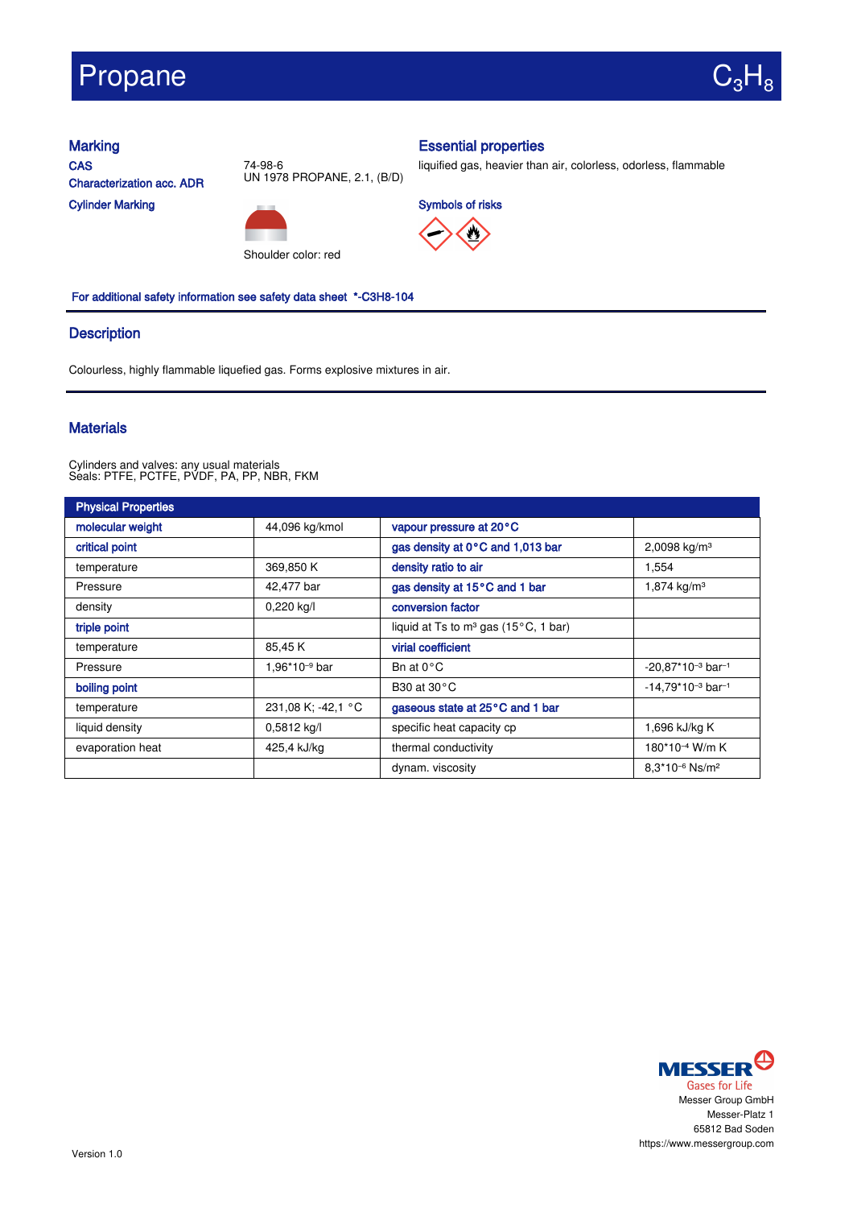# Propane $C_3H_8$

## Marking

**CAS** 74-98-6

**Characterization acc. ADR** UN 1978 PROPANE, 2.1, (B/D)

**Cylinder Marking**

Shoulder color: red

## Essential properties

liquified gas, heavier than air, colorless, odorless, flammable

**Symbols of risks**

For additional safety information see safety data sheet *-C3H8-104

## Description

Colourless, highly flammable liquefied gas. Forms explosive mixtures in air.

## Materials

Cylinders and valves: any usual materials
Seals: PTFE, PCTFE, PVDF, PA, PP, NBR, FKM

| Physical Properties | | | |
|---|---|---|---|
| **molecular weight** | 44,096 kg/kmol | **vapour pressure at 20°C** | |
| **critical point** | | **gas density at 0°C and 1,013 bar** | 2,0098 kg/m³ |
| temperature | 369,850 K | **density ratio to air** | 1,554 |
| Pressure | 42,477 bar | **gas density at 15°C and 1 bar** | 1,874 kg/m³ |
| density | 0,220 kg/l | **conversion factor** | |
| **triple point** | | liquid at Ts to m³ gas (15°C, 1 bar) | |
| temperature | 85,45 K | **virial coefficient** | |
| Pressure | $1{,}96 \cdot 10^{-9}$ bar | Bn at 0°C | $-20{,}87 \cdot 10^{-3}$ bar$^{-1}$ |
| **boiling point** | | B30 at 30°C | $-14{,}79 \cdot 10^{-3}$ bar$^{-1}$ |
| temperature | 231,08 K; -42,1 °C | **gaseous state at 25°C and 1 bar** | |
| liquid density | 0,5812 kg/l | specific heat capacity cp | 1,696 kJ/kg K |
| evaporation heat | 425,4 kJ/kg | thermal conductivity | $180 \cdot 10^{-4}$ W/m K |
| | | dynam. viscosity | $8{,}3 \cdot 10^{-6}$ Ns/m² |

MESSER
Gases for Life
Messer Group GmbH
Messer-Platz 1
65812 Bad Soden
https://www.messergroup.com

Version 1.0